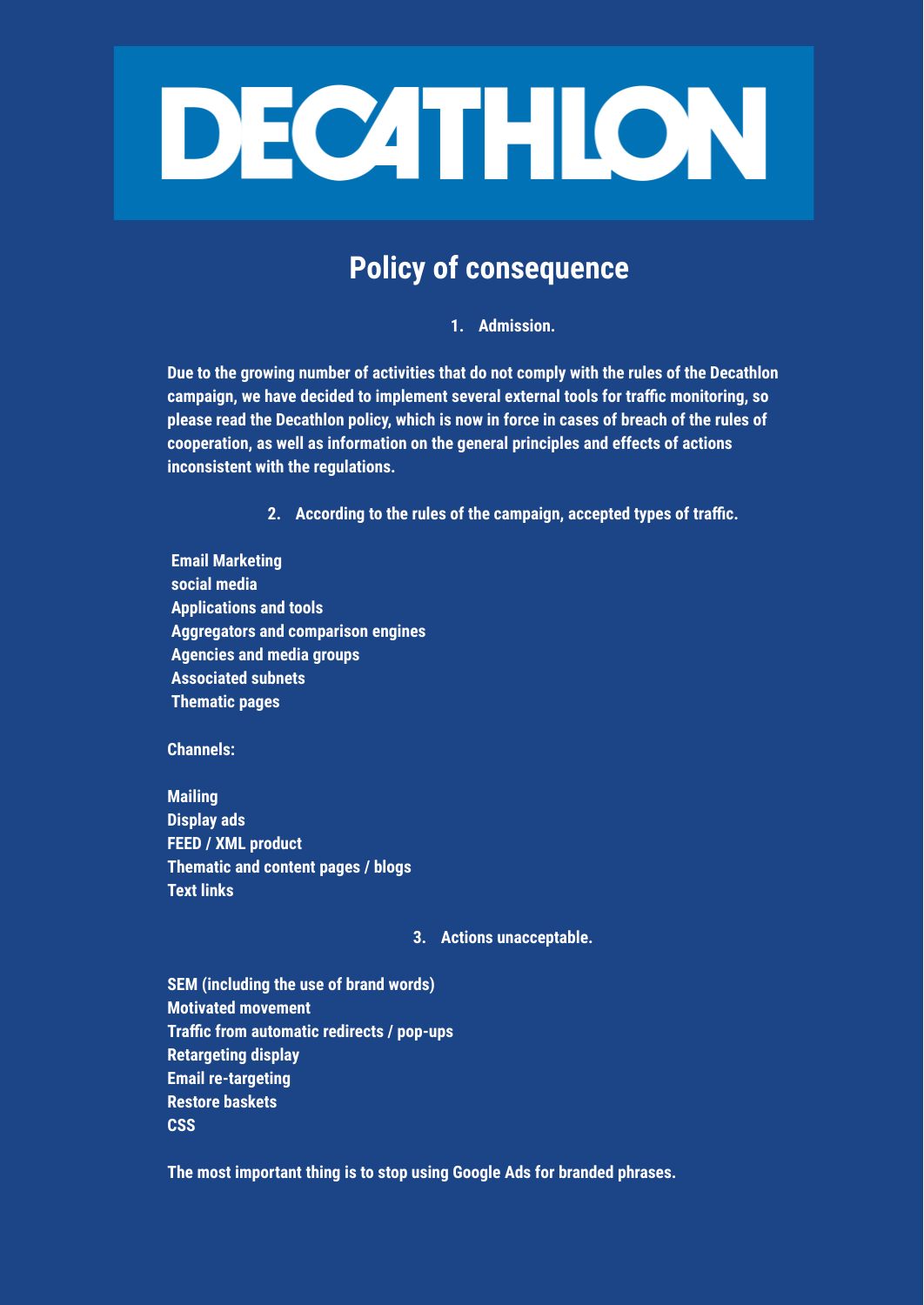DECATHLON

# Policy of consequence

## 1. Admission.

**Due to the growing number of activities that do not comply with the rules of the Decathlon campaign, we have decided to implement several external tools for traffic monitoring, so please read the Decathlon policy, which is now in force in cases of breach of the rules of cooperation, as well as information on the general principles and effects of actions inconsistent with the regulations.**

## 2. According to the rules of the campaign, accepted types of traffic.

**Email Marketing**
**social media**
**Applications and tools**
**Aggregators and comparison engines**
**Agencies and media groups**
**Associated subnets**
**Thematic pages**

**Channels:**

**Mailing**
**Display ads**
**FEED / XML product**
**Thematic and content pages / blogs**
**Text links**

## 3. Actions unacceptable.

**SEM (including the use of brand words)**
**Motivated movement**
**Traffic from automatic redirects / pop-ups**
**Retargeting display**
**Email re-targeting**
**Restore baskets**
**CSS**

**The most important thing is to stop using Google Ads for branded phrases.**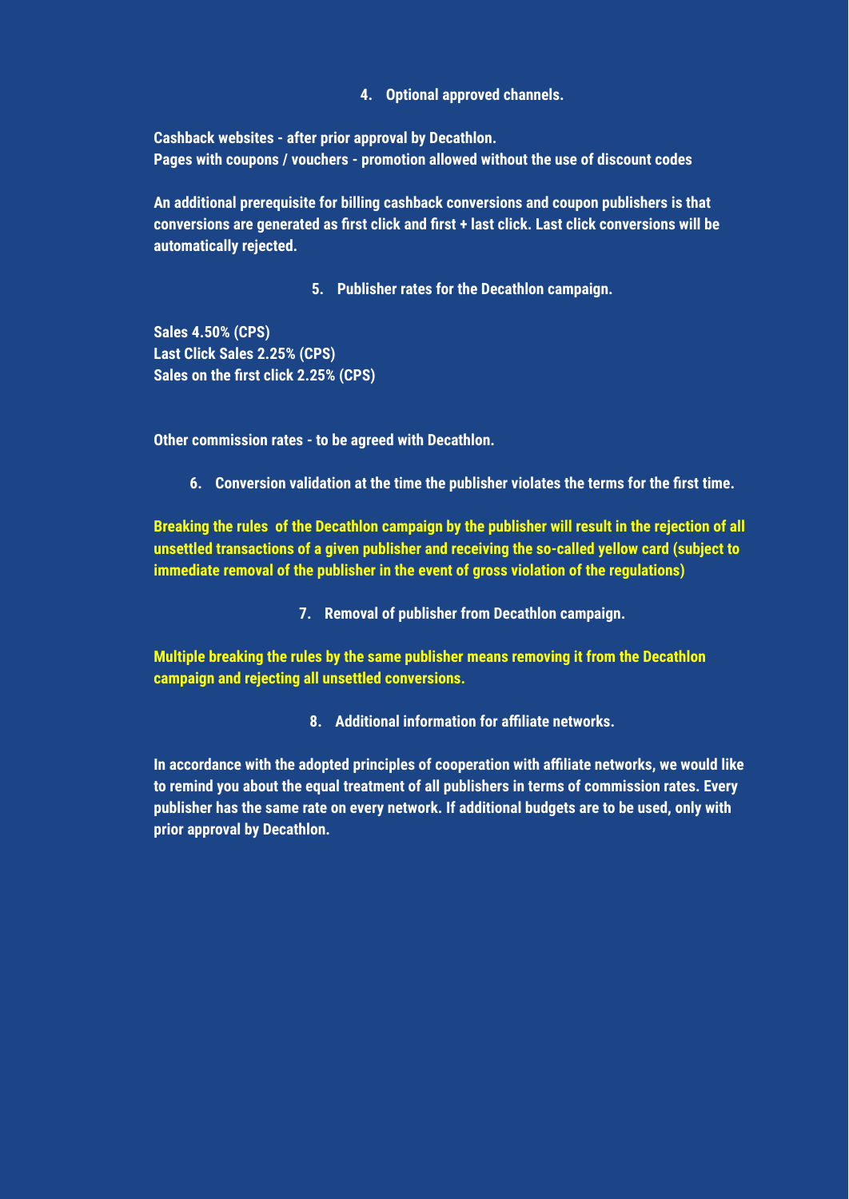## 4. Optional approved channels.

**Cashback websites - after prior approval by Decathlon.**
**Pages with coupons / vouchers - promotion allowed without the use of discount codes**

**An additional prerequisite for billing cashback conversions and coupon publishers is that conversions are generated as first click and first + last click. Last click conversions will be automatically rejected.**

## 5. Publisher rates for the Decathlon campaign.

**Sales 4.50% (CPS)**
**Last Click Sales 2.25% (CPS)**
**Sales on the first click 2.25% (CPS)**

**Other commission rates - to be agreed with Decathlon.**

## 6. Conversion validation at the time the publisher violates the terms for the first time.

**Breaking the rules of the Decathlon campaign by the publisher will result in the rejection of all unsettled transactions of a given publisher and receiving the so-called yellow card (subject to immediate removal of the publisher in the event of gross violation of the regulations)**

## 7. Removal of publisher from Decathlon campaign.

**Multiple breaking the rules by the same publisher means removing it from the Decathlon campaign and rejecting all unsettled conversions.**

## 8. Additional information for affiliate networks.

**In accordance with the adopted principles of cooperation with affiliate networks, we would like to remind you about the equal treatment of all publishers in terms of commission rates. Every publisher has the same rate on every network. If additional budgets are to be used, only with prior approval by Decathlon.**